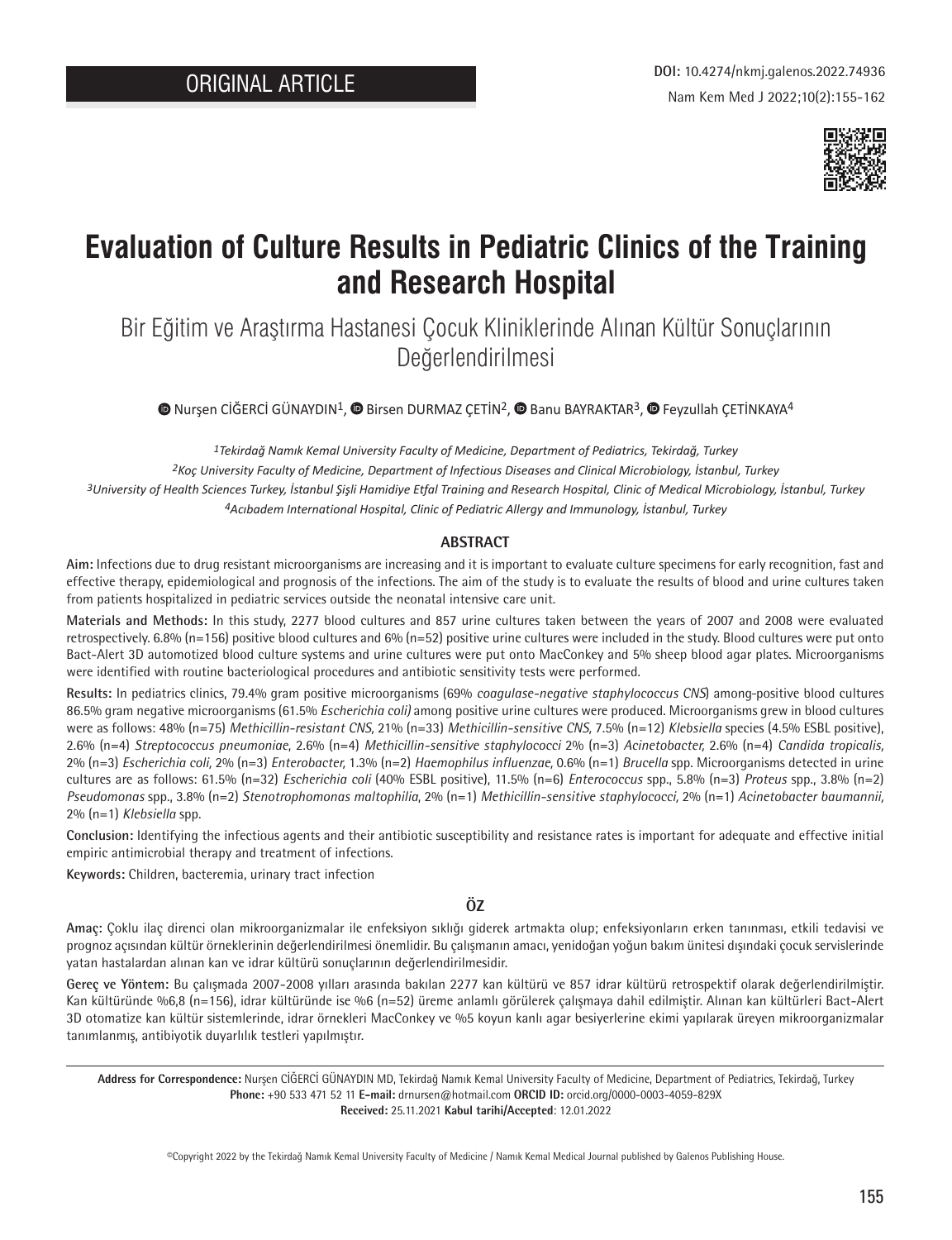ORIGINAL ARTICLE

# Evaluation of Culture Results in Pediatric Clinics of the Training and Research Hospital

## Bir Eğitim ve Araştırma Hastanesi Çocuk Kliniklerinde Alınan Kültür Sonuçlarının Değerlendirilmesi

Nurşen CİĞERCİ GÜNAYDIN[1], Birsen DURMAZ ÇETİN[2], Banu BAYRAKTAR[3], Feyzullah ÇETİNKAYA[4]

*[1]Tekirdağ Namık Kemal University Faculty of Medicine, Department of Pediatrics, Tekirdağ, Turkey*
*[2]Koç University Faculty of Medicine, Department of Infectious Diseases and Clinical Microbiology, İstanbul, Turkey*
*[3]University of Health Sciences Turkey, İstanbul Şişli Hamidiye Etfal Training and Research Hospital, Clinic of Medical Microbiology, İstanbul, Turkey*
*[4]Acıbadem International Hospital, Clinic of Pediatric Allergy and Immunology, İstanbul, Turkey*

### ABSTRACT

**Aim:** Infections due to drug resistant microorganisms are increasing and it is important to evaluate culture specimens for early recognition, fast and effective therapy, epidemiological and prognosis of the infections. The aim of the study is to evaluate the results of blood and urine cultures taken from patients hospitalized in pediatric services outside the neonatal intensive care unit.

**Materials and Methods:** In this study, 2277 blood cultures and 857 urine cultures taken between the years of 2007 and 2008 were evaluated retrospectively. 6.8% (n=156) positive blood cultures and 6% (n=52) positive urine cultures were included in the study. Blood cultures were put onto Bact-Alert 3D automotized blood culture systems and urine cultures were put onto MacConkey and 5% sheep blood agar plates. Microorganisms were identified with routine bacteriological procedures and antibiotic sensitivity tests were performed.

**Results:** In pediatrics clinics, 79.4% gram positive microorganisms (69% *coagulase-negative staphylococcus CNS*) among-positive blood cultures 86.5% gram negative microorganisms (61.5% *Escherichia coli)* among positive urine cultures were produced. Microorganisms grew in blood cultures were as follows: 48% (n=75) *Methicillin-resistant CNS*, 21% (n=33) *Methicillin-sensitive CNS*, 7.5% (n=12) *Klebsiella* species (4.5% ESBL positive), 2.6% (n=4) *Streptococcus pneumoniae*, 2.6% (n=4) *Methicillin-sensitive staphylococci* 2% (n=3) *Acinetobacter*, 2.6% (n=4) *Candida tropicalis*, 2% (n=3) *Escherichia coli*, 2% (n=3) *Enterobacter*, 1.3% (n=2) *Haemophilus influenzae*, 0.6% (n=1) *Brucella* spp. Microorganisms detected in urine cultures are as follows: 61.5% (n=32) *Escherichia coli* (40% ESBL positive), 11.5% (n=6) *Enterococcus* spp., 5.8% (n=3) *Proteus* spp., 3.8% (n=2) *Pseudomonas* spp., 3.8% (n=2) *Stenotrophomonas maltophilia*, 2% (n=1) *Methicillin-sensitive staphylococci*, 2% (n=1) *Acinetobacter baumannii*, 2% (n=1) *Klebsiella* spp.

**Conclusion:** Identifying the infectious agents and their antibiotic susceptibility and resistance rates is important for adequate and effective initial empiric antimicrobial therapy and treatment of infections.

**Keywords:** Children, bacteremia, urinary tract infection

### ÖZ

**Amaç:** Çoklu ilaç direnci olan mikroorganizmalar ile enfeksiyon sıklığı giderek artmakta olup; enfeksiyonların erken tanınması, etkili tedavisi ve prognoz açısından kültür örneklerinin değerlendirilmesi önemlidir. Bu çalışmanın amacı, yenidoğan yoğun bakım ünitesi dışındaki çocuk servislerinde yatan hastalardan alınan kan ve idrar kültürü sonuçlarının değerlendirilmesidir.

**Gereç ve Yöntem:** Bu çalışmada 2007-2008 yılları arasında bakılan 2277 kan kültürü ve 857 idrar kültürü retrospektif olarak değerlendirilmiştir. Kan kültüründe %6,8 (n=156), idrar kültüründe ise %6 (n=52) üreme anlamlı görülerek çalışmaya dahil edilmiştir. Alınan kan kültürleri Bact-Alert 3D otomatize kan kültür sistemlerinde, idrar örnekleri MacConkey ve %5 koyun kanlı agar besiyerlerine ekimi yapılarak üreyen mikroorganizmalar tanımlanmış, antibiyotik duyarlılık testleri yapılmıştır.

---

**Address for Correspondence:** Nurşen CİĞERCİ GÜNAYDIN MD, Tekirdağ Namık Kemal University Faculty of Medicine, Department of Pediatrics, Tekirdağ, Turkey
**Phone:** +90 533 471 52 11 **E-mail:** drnursen@hotmail.com **ORCID ID:** orcid.org/0000-0003-4059-829X
**Received:** 25.11.2021 **Kabul tarihi/Accepted**: 12.01.2022

©Copyright 2022 by the Tekirdağ Namık Kemal University Faculty of Medicine / Namık Kemal Medical Journal published by Galenos Publishing House.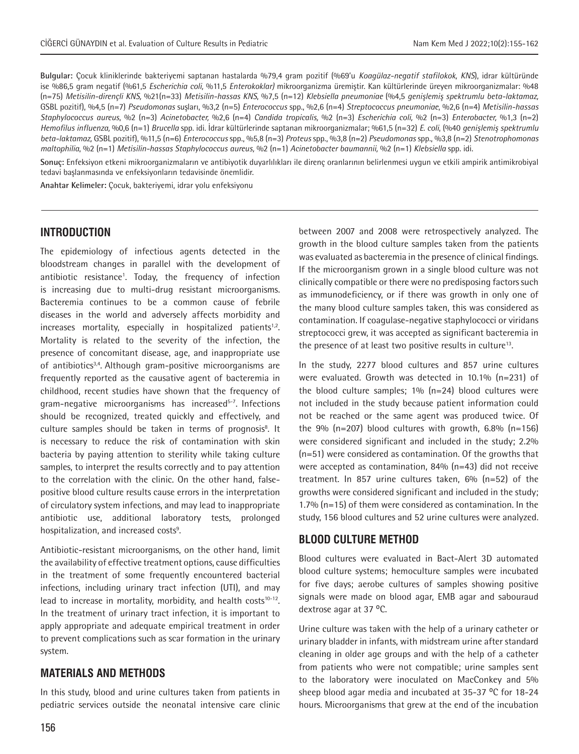**Bulgular:** Çocuk kliniklerinde bakteriyemi saptanan hastalarda %79,4 gram pozitif (%69'u *Koagülaz-negatif stafilokok, KNS*), idrar kültüründe ise %86,5 gram negatif (%61,5 *Escherichia coli,* %11,5 *Enterokoklar)* mikroorganizma üremiştir. Kan kültürlerinde üreyen mikroorganizmalar: %48 (n=75) *Metisilin-dirençli KNS,* %21(n=33) *Metisilin-hassas KNS*, %7,5 (n=12) *Klebsiella pneumoniae* (%4,5 *genişlemiş spektrumlu beta-laktamaz,* GSBL pozitif), %4,5 (n=7) *Pseudomonas* suşları, %3,2 (n=5) *Enterococcus* spp., %2,6 (n=4) *Streptococcus pneumoniae*, %2,6 (n=4) *Metisilin-hassas Staphylococcus aureus*, %2 (n=3) *Acinetobacter,* %2,6 (n=4) *Candida tropicalis,* %2 (n=3) *Escherichia coli,* %2 (n=3) *Enterobacter,* %1,3 (n=2) *Hemofilus influenza,* %0,6 (n=1) *Brucella* spp. idi. İdrar kültürlerinde saptanan mikroorganizmalar; %61,5 (n=32) *E. coli*, (%40 *genişlemiş spektrumlu beta-laktamaz,* GSBL pozitif), %11,5 (n=6) *Enterococcus* spp., %5,8 (n=3) *Proteus* spp., %3,8 (n=2) *Pseudomonas* spp., %3,8 (n=2) *Stenotrophomonas maltophilia*, %2 (n=1) *Metisilin-hassas Staphylococcus aureus,* %2 (n=1) *Acinetobacter baumannii,* %2 (n=1) *Klebsiella* spp. idi.

**Sonuç:** Enfeksiyon etkeni mikroorganizmaların ve antibiyotik duyarlılıkları ile direnç oranlarının belirlenmesi uygun ve etkili ampirik antimikrobiyal tedavi başlanmasında ve enfeksiyonların tedavisinde önemlidir.

**Anahtar Kelimeler:** Çocuk, bakteriyemi, idrar yolu enfeksiyonu

## INTRODUCTION

The epidemiology of infectious agents detected in the bloodstream changes in parallel with the development of antibiotic resistance[1]. Today, the frequency of infection is increasing due to multi-drug resistant microorganisms. Bacteremia continues to be a common cause of febrile diseases in the world and adversely affects morbidity and increases mortality, especially in hospitalized patients[1,2]. Mortality is related to the severity of the infection, the presence of concomitant disease, age, and inappropriate use of antibiotics[3,4]. Although gram-positive microorganisms are frequently reported as the causative agent of bacteremia in childhood, recent studies have shown that the frequency of gram-negative microorganisms has increased[5-7]. Infections should be recognized, treated quickly and effectively, and culture samples should be taken in terms of prognosis[8]. It is necessary to reduce the risk of contamination with skin bacteria by paying attention to sterility while taking culture samples, to interpret the results correctly and to pay attention to the correlation with the clinic. On the other hand, false-positive blood culture results cause errors in the interpretation of circulatory system infections, and may lead to inappropriate antibiotic use, additional laboratory tests, prolonged hospitalization, and increased costs[9].

Antibiotic-resistant microorganisms, on the other hand, limit the availability of effective treatment options, cause difficulties in the treatment of some frequently encountered bacterial infections, including urinary tract infection (UTI), and may lead to increase in mortality, morbidity, and health costs[10-12]. In the treatment of urinary tract infection, it is important to apply appropriate and adequate empirical treatment in order to prevent complications such as scar formation in the urinary system.

## MATERIALS AND METHODS

In this study, blood and urine cultures taken from patients in pediatric services outside the neonatal intensive care clinic between 2007 and 2008 were retrospectively analyzed. The growth in the blood culture samples taken from the patients was evaluated as bacteremia in the presence of clinical findings. If the microorganism grown in a single blood culture was not clinically compatible or there were no predisposing factors such as immunodeficiency, or if there was growth in only one of the many blood culture samples taken, this was considered as contamination. If coagulase-negative staphylococci or viridans streptococci grew, it was accepted as significant bacteremia in the presence of at least two positive results in culture[13].

In the study, 2277 blood cultures and 857 urine cultures were evaluated. Growth was detected in 10.1% (n=231) of the blood culture samples; 1% (n=24) blood cultures were not included in the study because patient information could not be reached or the same agent was produced twice. Of the 9% (n=207) blood cultures with growth, 6.8% (n=156) were considered significant and included in the study; 2.2% (n=51) were considered as contamination. Of the growths that were accepted as contamination, 84% (n=43) did not receive treatment. In 857 urine cultures taken, 6% (n=52) of the growths were considered significant and included in the study; 1.7% (n=15) of them were considered as contamination. In the study, 156 blood cultures and 52 urine cultures were analyzed.

## BLOOD CULTURE METHOD

Blood cultures were evaluated in Bact-Alert 3D automated blood culture systems; hemoculture samples were incubated for five days; aerobe cultures of samples showing positive signals were made on blood agar, EMB agar and sabouraud dextrose agar at 37 ºC.

Urine culture was taken with the help of a urinary catheter or urinary bladder in infants, with midstream urine after standard cleaning in older age groups and with the help of a catheter from patients who were not compatible; urine samples sent to the laboratory were inoculated on MacConkey and 5% sheep blood agar media and incubated at 35-37 ºC for 18-24 hours. Microorganisms that grew at the end of the incubation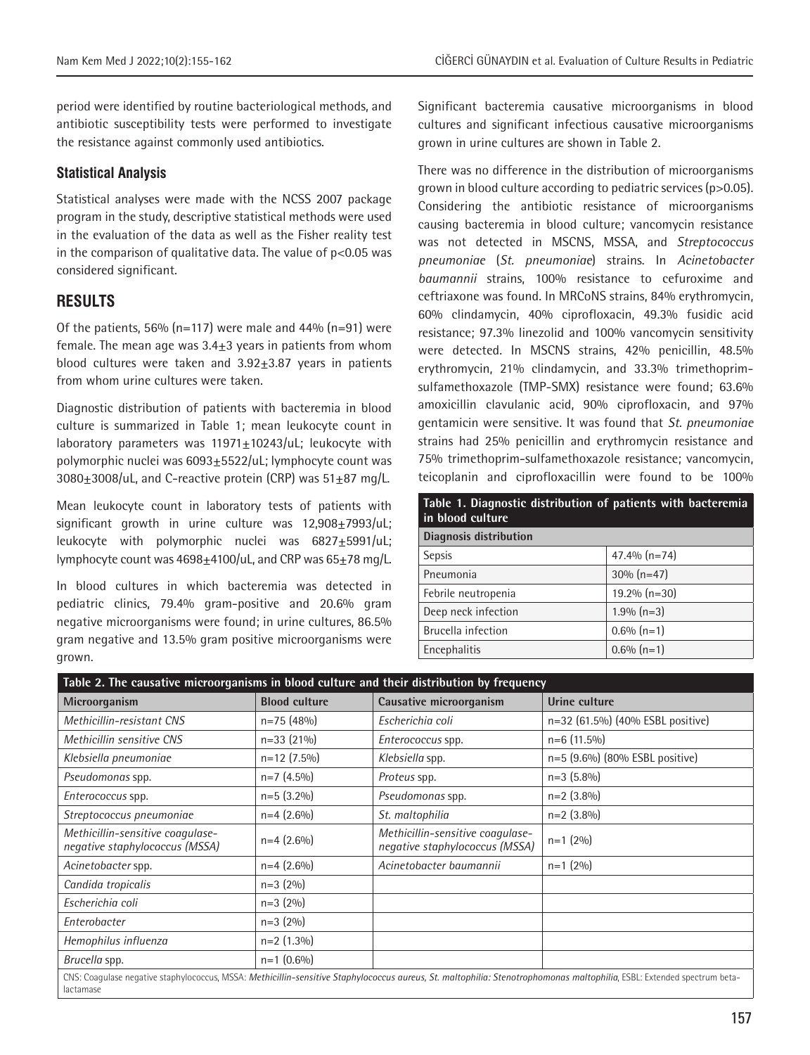period were identified by routine bacteriological methods, and antibiotic susceptibility tests were performed to investigate the resistance against commonly used antibiotics.

### Statistical Analysis

Statistical analyses were made with the NCSS 2007 package program in the study, descriptive statistical methods were used in the evaluation of the data as well as the Fisher reality test in the comparison of qualitative data. The value of $p<0.05$ was considered significant.

## RESULTS

Of the patients, 56% (n=117) were male and 44% (n=91) were female. The mean age was 3.4±3 years in patients from whom blood cultures were taken and 3.92±3.87 years in patients from whom urine cultures were taken.

Diagnostic distribution of patients with bacteremia in blood culture is summarized in Table 1; mean leukocyte count in laboratory parameters was 11971±10243/uL; leukocyte with polymorphic nuclei was 6093±5522/uL; lymphocyte count was 3080±3008/uL, and C-reactive protein (CRP) was 51±87 mg/L.

Mean leukocyte count in laboratory tests of patients with significant growth in urine culture was 12,908±7993/uL; leukocyte with polymorphic nuclei was 6827±5991/uL; lymphocyte count was 4698±4100/uL, and CRP was 65±78 mg/L.

In blood cultures in which bacteremia was detected in pediatric clinics, 79.4% gram-positive and 20.6% gram negative microorganisms were found; in urine cultures, 86.5% gram negative and 13.5% gram positive microorganisms were grown.

Significant bacteremia causative microorganisms in blood cultures and significant infectious causative microorganisms grown in urine cultures are shown in Table 2.

There was no difference in the distribution of microorganisms grown in blood culture according to pediatric services ($p>0.05$). Considering the antibiotic resistance of microorganisms causing bacteremia in blood culture; vancomycin resistance was not detected in MSCNS, MSSA, and *Streptococcus pneumoniae* (*St. pneumoniae*) strains. In *Acinetobacter baumannii* strains, 100% resistance to cefuroxime and ceftriaxone was found. In MRCoNS strains, 84% erythromycin, 60% clindamycin, 40% ciprofloxacin, 49.3% fusidic acid resistance; 97.3% linezolid and 100% vancomycin sensitivity were detected. In MSCNS strains, 42% penicillin, 48.5% erythromycin, 21% clindamycin, and 33.3% trimethoprim-sulfamethoxazole (TMP-SMX) resistance were found; 63.6% amoxicillin clavulanic acid, 90% ciprofloxacin, and 97% gentamicin were sensitive. It was found that *St. pneumoniae* strains had 25% penicillin and erythromycin resistance and 75% trimethoprim-sulfamethoxazole resistance; vancomycin, teicoplanin and ciprofloxacillin were found to be 100%

**Table 1. Diagnostic distribution of patients with bacteremia in blood culture**

| Diagnosis distribution | |
|---|---|
| Sepsis | 47.4% (n=74) |
| Pneumonia | 30% (n=47) |
| Febrile neutropenia | 19.2% (n=30) |
| Deep neck infection | 1.9% (n=3) |
| Brucella infection | 0.6% (n=1) |
| Encephalitis | 0.6% (n=1) |

**Table 2. The causative microorganisms in blood culture and their distribution by frequency**

| Microorganism | Blood culture | Causative microorganism | Urine culture |
|---|---|---|---|
| *Methicillin-resistant CNS* | n=75 (48%) | *Escherichia coli* | n=32 (61.5%) (40% ESBL positive) |
| *Methicillin sensitive CNS* | n=33 (21%) | *Enterococcus* spp. | n=6 (11.5%) |
| *Klebsiella pneumoniae* | n=12 (7.5%) | *Klebsiella* spp. | n=5 (9.6%) (80% ESBL positive) |
| *Pseudomonas* spp. | n=7 (4.5%) | *Proteus* spp. | n=3 (5.8%) |
| *Enterococcus* spp. | n=5 (3.2%) | *Pseudomonas* spp. | n=2 (3.8%) |
| *Streptococcus pneumoniae* | n=4 (2.6%) | *St. maltophilia* | n=2 (3.8%) |
| *Methicillin-sensitive coagulase-negative staphylococcus (MSSA)* | n=4 (2.6%) | *Methicillin-sensitive coagulase-negative staphylococcus (MSSA)* | n=1 (2%) |
| *Acinetobacter* spp. | n=4 (2.6%) | *Acinetobacter baumannii* | n=1 (2%) |
| *Candida tropicalis* | n=3 (2%) | | |
| *Escherichia coli* | n=3 (2%) | | |
| *Enterobacter* | n=3 (2%) | | |
| *Hemophilus influenza* | n=2 (1.3%) | | |
| *Brucella* spp. | n=1 (0.6%) | | |

CNS: Coagulase negative staphylococcus, MSSA: *Methicillin-sensitive Staphylococcus aureus*, *St. maltophilia*: *Stenotrophomonas maltophilia*, ESBL: Extended spectrum beta-lactamase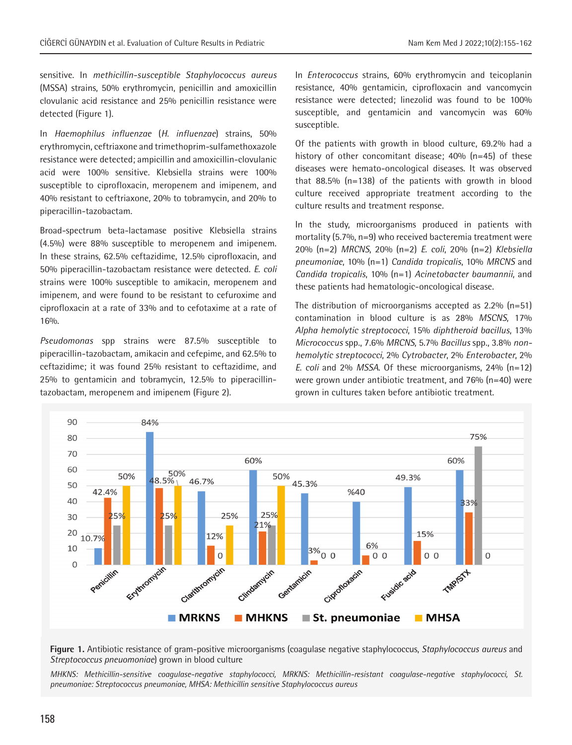sensitive. In *methicillin-susceptible Staphylococcus aureus* (MSSA) strains, 50% erythromycin, penicillin and amoxicillin clovulanic acid resistance and 25% penicillin resistance were detected (Figure 1).

In *Haemophilus influenzae* (*H. influenzae*) strains, 50% erythromycin, ceftriaxone and trimethoprim-sulfamethoxazole resistance were detected; ampicillin and amoxicillin-clovulanic acid were 100% sensitive. Klebsiella strains were 100% susceptible to ciprofloxacin, meropenem and imipenem, and 40% resistant to ceftriaxone, 20% to tobramycin, and 20% to piperacillin-tazobactam.

Broad-spectrum beta-lactamase positive Klebsiella strains (4.5%) were 88% susceptible to meropenem and imipenem. In these strains, 62.5% ceftazidime, 12.5% ciprofloxacin, and 50% piperacillin-tazobactam resistance were detected. *E. coli* strains were 100% susceptible to amikacin, meropenem and imipenem, and were found to be resistant to cefuroxime and ciprofloxacin at a rate of 33% and to cefotaxime at a rate of 16%.

*Pseudomonas* spp strains were 87.5% susceptible to piperacillin-tazobactam, amikacin and cefepime, and 62.5% to ceftazidime; it was found 25% resistant to ceftazidime, and 25% to gentamicin and tobramycin, 12.5% to piperacillin-tazobactam, meropenem and imipenem (Figure 2).

In *Enterococcus* strains, 60% erythromycin and teicoplanin resistance, 40% gentamicin, ciprofloxacin and vancomycin resistance were detected; linezolid was found to be 100% susceptible, and gentamicin and vancomycin was 60% susceptible.

Of the patients with growth in blood culture, 69.2% had a history of other concomitant disease; 40% (n=45) of these diseases were hemato-oncological diseases. It was observed that 88.5% (n=138) of the patients with growth in blood culture received appropriate treatment according to the culture results and treatment response.

In the study, microorganisms produced in patients with mortality (5.7%, n=9) who received bacteremia treatment were 20% (n=2) *MRCNS*, 20% (n=2) *E. coli*, 20% (n=2) *Klebsiella pneumoniae*, 10% (n=1) *Candida tropicalis*, 10% *MRCNS* and *Candida tropicalis*, 10% (n=1) *Acinetobacter baumannii*, and these patients had hematologic-oncological disease.

The distribution of microorganisms accepted as 2.2% (n=51) contamination in blood culture is as 28% *MSCNS*, 17% *Alpha hemolytic streptococci*, 15% *diphtheroid bacillus*, 13% *Micrococcus* spp., 7.6% *MRCNS*, 5.7% *Bacillus* spp., 3.8% *non-hemolytic streptococci*, 2% *Cytrobacter*, 2% *Enterobacter*, 2% *E. coli* and 2% *MSSA*. Of these microorganisms, 24% (n=12) were grown under antibiotic treatment, and 76% (n=40) were grown in cultures taken before antibiotic treatment.

**Figure 1.** Antibiotic resistance of gram-positive microorganisms (coagulase negative staphylococcus, *Staphylococcus aureus* and *Streptococcus pneuomoniae*) grown in blood culture

*MHKNS: Methicillin-sensitive coagulase-negative staphylococci, MRKNS: Methicillin-resistant coagulase-negative staphylococci, St. pneumoniae: Streptococcus pneumoniae, MHSA: Methicillin sensitive Staphylococcus aureus*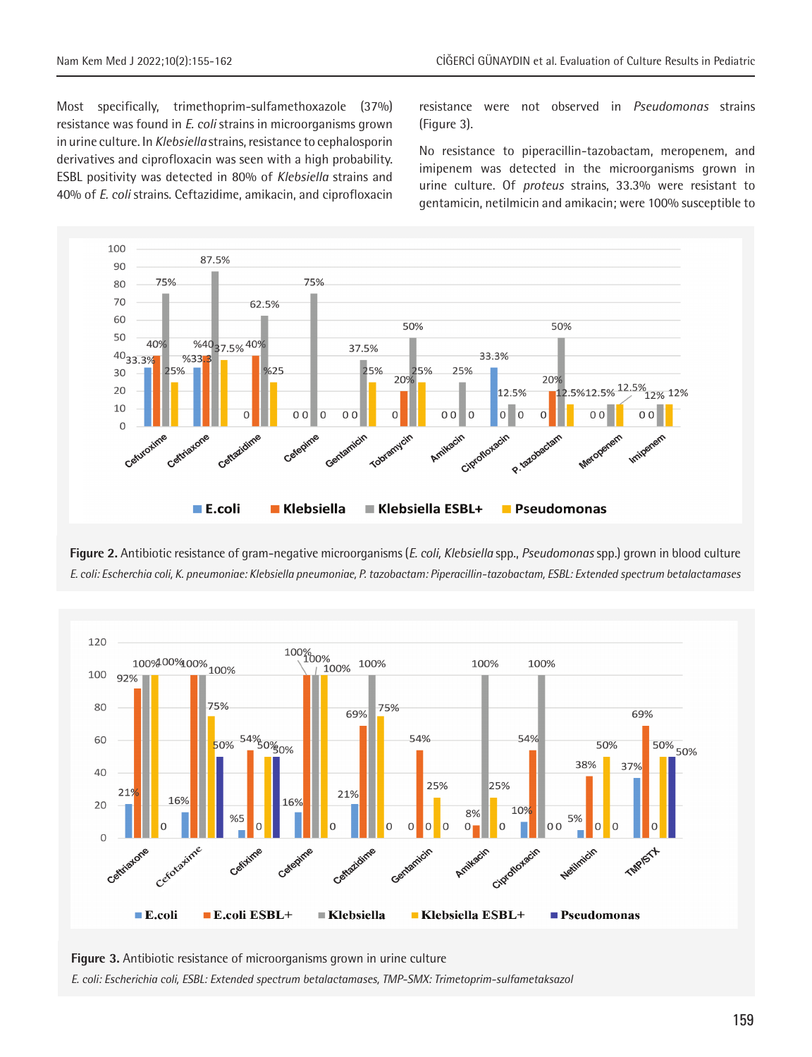Most specifically, trimethoprim-sulfamethoxazole (37%) resistance was found in *E. coli* strains in microorganisms grown in urine culture. In *Klebsiella* strains, resistance to cephalosporin derivatives and ciprofloxacin was seen with a high probability. ESBL positivity was detected in 80% of *Klebsiella* strains and 40% of *E. coli* strains. Ceftazidime, amikacin, and ciprofloxacin resistance were not observed in *Pseudomonas* strains (Figure 3).

No resistance to piperacillin-tazobactam, meropenem, and imipenem was detected in the microorganisms grown in urine culture. Of *proteus* strains, 33.3% were resistant to gentamicin, netilmicin and amikacin; were 100% susceptible to

**Figure 2.** Antibiotic resistance of gram-negative microorganisms (*E. coli*, *Klebsiella* spp., *Pseudomonas* spp.) grown in blood culture

*E. coli: Escherichia coli, K. pneumoniae: Klebsiella pneumoniae, P. tazobactam: Piperacillin-tazobactam, ESBL: Extended spectrum betalactamases*

**Figure 3.** Antibiotic resistance of microorganisms grown in urine culture

*E. coli: Escherichia coli, ESBL: Extended spectrum betalactamases, TMP-SMX: Trimetoprim-sulfametaksazol*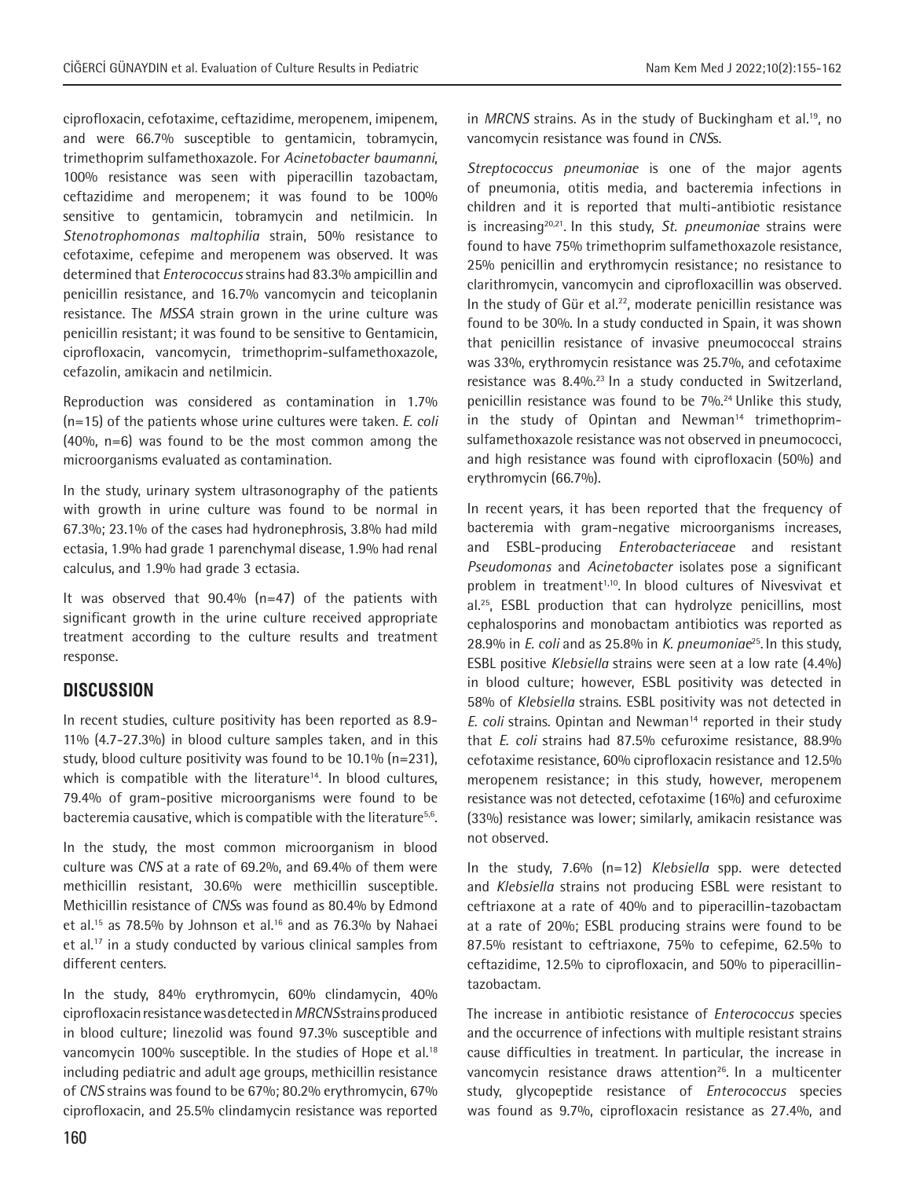ciprofloxacin, cefotaxime, ceftazidime, meropenem, imipenem, and were 66.7% susceptible to gentamicin, tobramycin, trimethoprim sulfamethoxazole. For *Acinetobacter baumanni*, 100% resistance was seen with piperacillin tazobactam, ceftazidime and meropenem; it was found to be 100% sensitive to gentamicin, tobramycin and netilmicin. In *Stenotrophomonas maltophilia* strain, 50% resistance to cefotaxime, cefepime and meropenem was observed. It was determined that *Enterococcus* strains had 83.3% ampicillin and penicillin resistance, and 16.7% vancomycin and teicoplanin resistance. The *MSSA* strain grown in the urine culture was penicillin resistant; it was found to be sensitive to Gentamicin, ciprofloxacin, vancomycin, trimethoprim-sulfamethoxazole, cefazolin, amikacin and netilmicin.

Reproduction was considered as contamination in 1.7% (n=15) of the patients whose urine cultures were taken. *E. coli* (40%, n=6) was found to be the most common among the microorganisms evaluated as contamination.

In the study, urinary system ultrasonography of the patients with growth in urine culture was found to be normal in 67.3%; 23.1% of the cases had hydronephrosis, 3.8% had mild ectasia, 1.9% had grade 1 parenchymal disease, 1.9% had renal calculus, and 1.9% had grade 3 ectasia.

It was observed that 90.4% (n=47) of the patients with significant growth in the urine culture received appropriate treatment according to the culture results and treatment response.

## DISCUSSION

In recent studies, culture positivity has been reported as 8.9-11% (4.7-27.3%) in blood culture samples taken, and in this study, blood culture positivity was found to be 10.1% (n=231), which is compatible with the literature[14]. In blood cultures, 79.4% of gram-positive microorganisms were found to be bacteremia causative, which is compatible with the literature[5,6].

In the study, the most common microorganism in blood culture was *CNS* at a rate of 69.2%, and 69.4% of them were methicillin resistant, 30.6% were methicillin susceptible. Methicillin resistance of *CNS*s was found as 80.4% by Edmond et al.[15] as 78.5% by Johnson et al.[16] and as 76.3% by Nahaei et al.[17] in a study conducted by various clinical samples from different centers.

In the study, 84% erythromycin, 60% clindamycin, 40% ciprofloxacin resistance was detected in *MRCNS* strains produced in blood culture; linezolid was found 97.3% susceptible and vancomycin 100% susceptible. In the studies of Hope et al.[18] including pediatric and adult age groups, methicillin resistance of *CNS* strains was found to be 67%; 80.2% erythromycin, 67% ciprofloxacin, and 25.5% clindamycin resistance was reported in *MRCNS* strains. As in the study of Buckingham et al.[19], no vancomycin resistance was found in *CNS*s.

*Streptococcus pneumoniae* is one of the major agents of pneumonia, otitis media, and bacteremia infections in children and it is reported that multi-antibiotic resistance is increasing[20,21]. In this study, *St. pneumoniae* strains were found to have 75% trimethoprim sulfamethoxazole resistance, 25% penicillin and erythromycin resistance; no resistance to clarithromycin, vancomycin and ciprofloxacillin was observed. In the study of Gür et al.[22], moderate penicillin resistance was found to be 30%. In a study conducted in Spain, it was shown that penicillin resistance of invasive pneumococcal strains was 33%, erythromycin resistance was 25.7%, and cefotaxime resistance was 8.4%.[23] In a study conducted in Switzerland, penicillin resistance was found to be 7%.[24] Unlike this study, in the study of Opintan and Newman[14] trimethoprim-sulfamethoxazole resistance was not observed in pneumococci, and high resistance was found with ciprofloxacin (50%) and erythromycin (66.7%).

In recent years, it has been reported that the frequency of bacteremia with gram-negative microorganisms increases, and ESBL-producing *Enterobacteriaceae* and resistant *Pseudomonas* and *Acinetobacter* isolates pose a significant problem in treatment[1,10]. In blood cultures of Nivesvivat et al.[25], ESBL production that can hydrolyze penicillins, most cephalosporins and monobactam antibiotics was reported as 28.9% in *E. coli* and as 25.8% in *K. pneumoniae*[25]. In this study, ESBL positive *Klebsiella* strains were seen at a low rate (4.4%) in blood culture; however, ESBL positivity was detected in 58% of *Klebsiella* strains. ESBL positivity was not detected in *E. coli* strains. Opintan and Newman[14] reported in their study that *E. coli* strains had 87.5% cefuroxime resistance, 88.9% cefotaxime resistance, 60% ciprofloxacin resistance and 12.5% meropenem resistance; in this study, however, meropenem resistance was not detected, cefotaxime (16%) and cefuroxime (33%) resistance was lower; similarly, amikacin resistance was not observed.

In the study, 7.6% (n=12) *Klebsiella* spp. were detected and *Klebsiella* strains not producing ESBL were resistant to ceftriaxone at a rate of 40% and to piperacillin-tazobactam at a rate of 20%; ESBL producing strains were found to be 87.5% resistant to ceftriaxone, 75% to cefepime, 62.5% to ceftazidime, 12.5% to ciprofloxacin, and 50% to piperacillin-tazobactam.

The increase in antibiotic resistance of *Enterococcus* species and the occurrence of infections with multiple resistant strains cause difficulties in treatment. In particular, the increase in vancomycin resistance draws attention[26]. In a multicenter study, glycopeptide resistance of *Enterococcus* species was found as 9.7%, ciprofloxacin resistance as 27.4%, and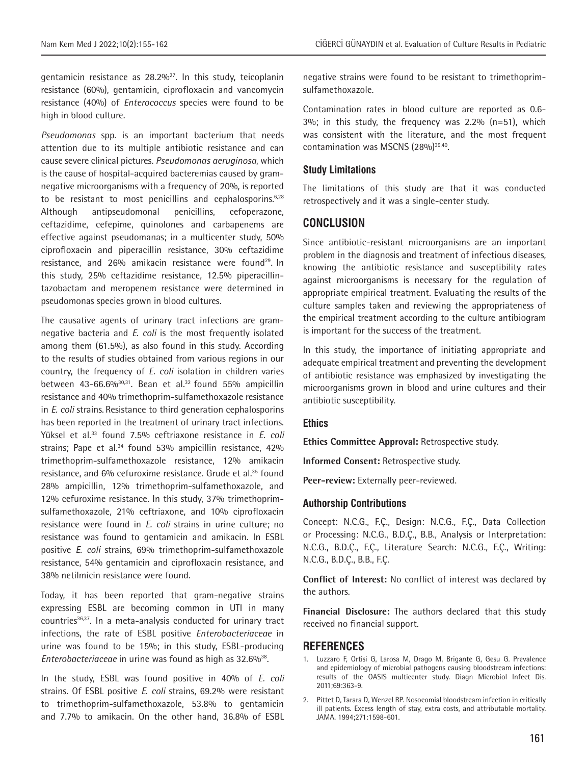gentamicin resistance as 28.2%[27]. In this study, teicoplanin resistance (60%), gentamicin, ciprofloxacin and vancomycin resistance (40%) of *Enterococcus* species were found to be high in blood culture.

*Pseudomonas* spp. is an important bacterium that needs attention due to its multiple antibiotic resistance and can cause severe clinical pictures. *Pseudomonas aeruginosa*, which is the cause of hospital-acquired bacteremias caused by gram-negative microorganisms with a frequency of 20%, is reported to be resistant to most penicillins and cephalosporins.[6,28] Although antipseudomonal penicillins, cefoperazone, ceftazidime, cefepime, quinolones and carbapenems are effective against pseudomanas; in a multicenter study, 50% ciprofloxacin and piperacillin resistance, 30% ceftazidime resistance, and 26% amikacin resistance were found[29]. In this study, 25% ceftazidime resistance, 12.5% piperacillin-tazobactam and meropenem resistance were determined in pseudomonas species grown in blood cultures.

The causative agents of urinary tract infections are gram-negative bacteria and *E. coli* is the most frequently isolated among them (61.5%), as also found in this study. According to the results of studies obtained from various regions in our country, the frequency of *E. coli* isolation in children varies between 43-66.6%[30,31]. Bean et al.[32] found 55% ampicillin resistance and 40% trimethoprim-sulfamethoxazole resistance in *E. coli* strains. Resistance to third generation cephalosporins has been reported in the treatment of urinary tract infections. Yüksel et al.[33] found 7.5% ceftriaxone resistance in *E. coli* strains; Pape et al.[34] found 53% ampicillin resistance, 42% trimethoprim-sulfamethoxazole resistance, 12% amikacin resistance, and 6% cefuroxime resistance. Grude et al.[35] found 28% ampicillin, 12% trimethoprim-sulfamethoxazole, and 12% cefuroxime resistance. In this study, 37% trimethoprim-sulfamethoxazole, 21% ceftriaxone, and 10% ciprofloxacin resistance were found in *E. coli* strains in urine culture; no resistance was found to gentamicin and amikacin. In ESBL positive *E. coli* strains, 69% trimethoprim-sulfamethoxazole resistance, 54% gentamicin and ciprofloxacin resistance, and 38% netilmicin resistance were found.

Today, it has been reported that gram-negative strains expressing ESBL are becoming common in UTI in many countries[36,37]. In a meta-analysis conducted for urinary tract infections, the rate of ESBL positive *Enterobacteriaceae* in urine was found to be 15%; in this study, ESBL-producing *Enterobacteriaceae* in urine was found as high as 32.6%[38].

In the study, ESBL was found positive in 40% of *E. coli* strains. Of ESBL positive *E. coli* strains, 69.2% were resistant to trimethoprim-sulfamethoxazole, 53.8% to gentamicin and 7.7% to amikacin. On the other hand, 36.8% of ESBL negative strains were found to be resistant to trimethoprim-sulfamethoxazole.

Contamination rates in blood culture are reported as 0.6-3%; in this study, the frequency was 2.2% (n=51), which was consistent with the literature, and the most frequent contamination was MSCNS (28%)[39,40].

### Study Limitations

The limitations of this study are that it was conducted retrospectively and it was a single-center study.

## CONCLUSION

Since antibiotic-resistant microorganisms are an important problem in the diagnosis and treatment of infectious diseases, knowing the antibiotic resistance and susceptibility rates against microorganisms is necessary for the regulation of appropriate empirical treatment. Evaluating the results of the culture samples taken and reviewing the appropriateness of the empirical treatment according to the culture antibiogram is important for the success of the treatment.

In this study, the importance of initiating appropriate and adequate empirical treatment and preventing the development of antibiotic resistance was emphasized by investigating the microorganisms grown in blood and urine cultures and their antibiotic susceptibility.

### Ethics

**Ethics Committee Approval:** Retrospective study.

**Informed Consent:** Retrospective study.

**Peer-review:** Externally peer-reviewed.

### Authorship Contributions

Concept: N.C.G., F.Ç., Design: N.C.G., F.Ç., Data Collection or Processing: N.C.G., B.D.Ç., B.B., Analysis or Interpretation: N.C.G., B.D.Ç., F.Ç., Literature Search: N.C.G., F.Ç., Writing: N.C.G., B.D.Ç., B.B., F.Ç.

**Conflict of Interest:** No conflict of interest was declared by the authors.

**Financial Disclosure:** The authors declared that this study received no financial support.

## REFERENCES

1. Luzzaro F, Ortisi G, Larosa M, Drago M, Brigante G, Gesu G. Prevalence and epidemiology of microbial pathogens causing bloodstream infections: results of the OASIS multicenter study. Diagn Microbiol Infect Dis. 2011;69:363-9.
2. Pittet D, Tarara D, Wenzel RP. Nosocomial bloodstream infection in critically ill patients. Excess length of stay, extra costs, and attributable mortality. JAMA. 1994;271:1598-601.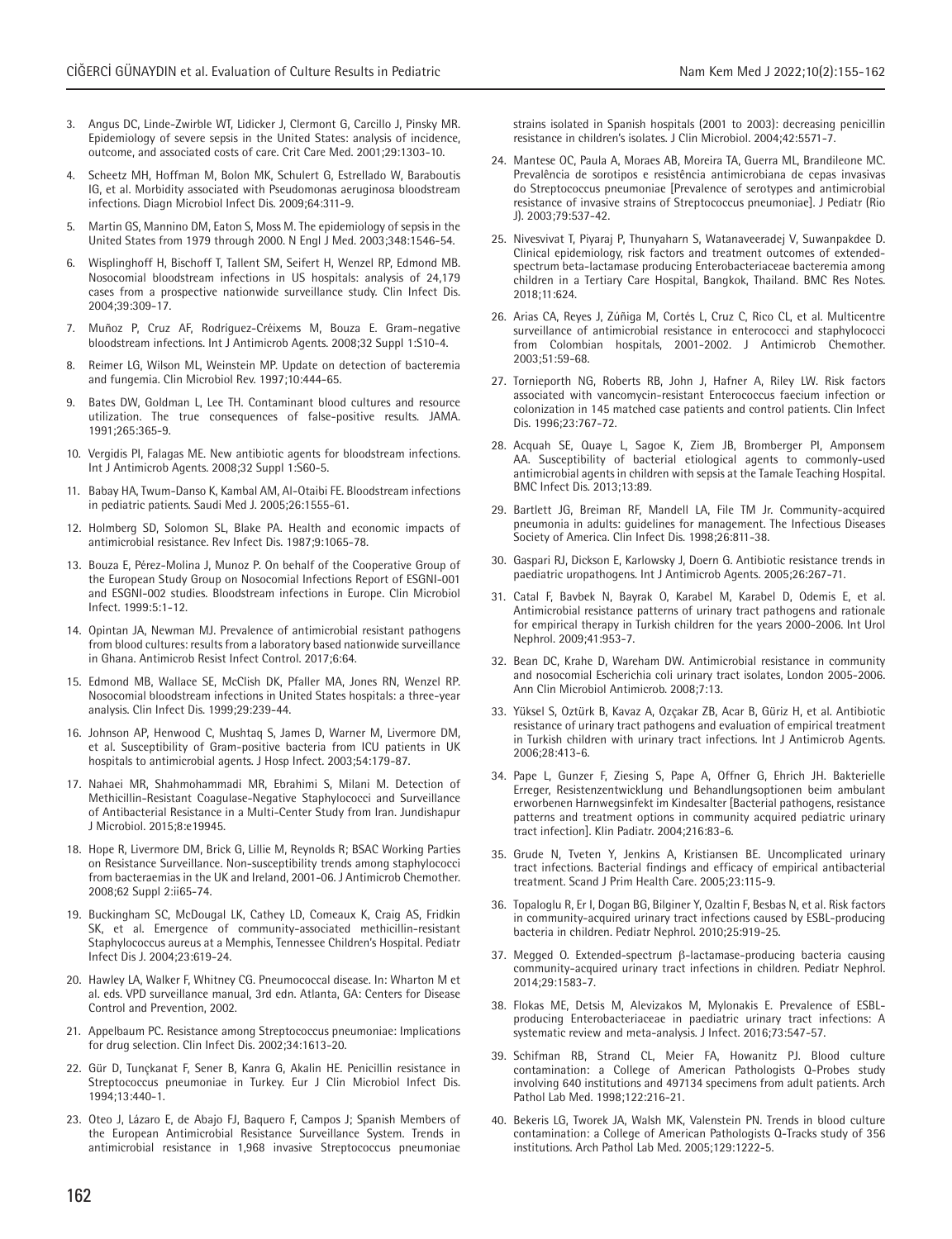3. Angus DC, Linde-Zwirble WT, Lidicker J, Clermont G, Carcillo J, Pinsky MR. Epidemiology of severe sepsis in the United States: analysis of incidence, outcome, and associated costs of care. Crit Care Med. 2001;29:1303-10.

4. Scheetz MH, Hoffman M, Bolon MK, Schulert G, Estrellado W, Baraboutis IG, et al. Morbidity associated with Pseudomonas aeruginosa bloodstream infections. Diagn Microbiol Infect Dis. 2009;64:311-9.

5. Martin GS, Mannino DM, Eaton S, Moss M. The epidemiology of sepsis in the United States from 1979 through 2000. N Engl J Med. 2003;348:1546-54.

6. Wisplinghoff H, Bischoff T, Tallent SM, Seifert H, Wenzel RP, Edmond MB. Nosocomial bloodstream infections in US hospitals: analysis of 24,179 cases from a prospective nationwide surveillance study. Clin Infect Dis. 2004;39:309-17.

7. Muñoz P, Cruz AF, Rodríguez-Créixems M, Bouza E. Gram-negative bloodstream infections. Int J Antimicrob Agents. 2008;32 Suppl 1:S10-4.

8. Reimer LG, Wilson ML, Weinstein MP. Update on detection of bacteremia and fungemia. Clin Microbiol Rev. 1997;10:444-65.

9. Bates DW, Goldman L, Lee TH. Contaminant blood cultures and resource utilization. The true consequences of false-positive results. JAMA. 1991;265:365-9.

10. Vergidis PI, Falagas ME. New antibiotic agents for bloodstream infections. Int J Antimicrob Agents. 2008;32 Suppl 1:S60-5.

11. Babay HA, Twum-Danso K, Kambal AM, Al-Otaibi FE. Bloodstream infections in pediatric patients. Saudi Med J. 2005;26:1555-61.

12. Holmberg SD, Solomon SL, Blake PA. Health and economic impacts of antimicrobial resistance. Rev Infect Dis. 1987;9:1065-78.

13. Bouza E, Pérez-Molina J, Munoz P. On behalf of the Cooperative Group of the European Study Group on Nosocomial Infections Report of ESGNI-001 and ESGNI-002 studies. Bloodstream infections in Europe. Clin Microbiol Infect. 1999:5:1-12.

14. Opintan JA, Newman MJ. Prevalence of antimicrobial resistant pathogens from blood cultures: results from a laboratory based nationwide surveillance in Ghana. Antimicrob Resist Infect Control. 2017;6:64.

15. Edmond MB, Wallace SE, McClish DK, Pfaller MA, Jones RN, Wenzel RP. Nosocomial bloodstream infections in United States hospitals: a three-year analysis. Clin Infect Dis. 1999;29:239-44.

16. Johnson AP, Henwood C, Mushtaq S, James D, Warner M, Livermore DM, et al. Susceptibility of Gram-positive bacteria from ICU patients in UK hospitals to antimicrobial agents. J Hosp Infect. 2003;54:179-87.

17. Nahaei MR, Shahmohammadi MR, Ebrahimi S, Milani M. Detection of Methicillin-Resistant Coagulase-Negative Staphylococci and Surveillance of Antibacterial Resistance in a Multi-Center Study from Iran. Jundishapur J Microbiol. 2015;8:e19945.

18. Hope R, Livermore DM, Brick G, Lillie M, Reynolds R; BSAC Working Parties on Resistance Surveillance. Non-susceptibility trends among staphylococci from bacteraemias in the UK and Ireland, 2001-06. J Antimicrob Chemother. 2008;62 Suppl 2:ii65-74.

19. Buckingham SC, McDougal LK, Cathey LD, Comeaux K, Craig AS, Fridkin SK, et al. Emergence of community-associated methicillin-resistant Staphylococcus aureus at a Memphis, Tennessee Children's Hospital. Pediatr Infect Dis J. 2004;23:619-24.

20. Hawley LA, Walker F, Whitney CG. Pneumococcal disease. In: Wharton M et al. eds. VPD surveillance manual, 3rd edn. Atlanta, GA: Centers for Disease Control and Prevention, 2002.

21. Appelbaum PC. Resistance among Streptococcus pneumoniae: Implications for drug selection. Clin Infect Dis. 2002;34:1613-20.

22. Gür D, Tunçkanat F, Sener B, Kanra G, Akalin HE. Penicillin resistance in Streptococcus pneumoniae in Turkey. Eur J Clin Microbiol Infect Dis. 1994;13:440-1.

23. Oteo J, Lázaro E, de Abajo FJ, Baquero F, Campos J; Spanish Members of the European Antimicrobial Resistance Surveillance System. Trends in antimicrobial resistance in 1,968 invasive Streptococcus pneumoniae strains isolated in Spanish hospitals (2001 to 2003): decreasing penicillin resistance in children's isolates. J Clin Microbiol. 2004;42:5571-7.

24. Mantese OC, Paula A, Moraes AB, Moreira TA, Guerra ML, Brandileone MC. Prevalência de sorotipos e resistência antimicrobiana de cepas invasivas do Streptococcus pneumoniae [Prevalence of serotypes and antimicrobial resistance of invasive strains of Streptococcus pneumoniae]. J Pediatr (Rio J). 2003;79:537-42.

25. Nivesvivat T, Piyaraj P, Thunyaharn S, Watanaveeradej V, Suwanpakdee D. Clinical epidemiology, risk factors and treatment outcomes of extended-spectrum beta-lactamase producing Enterobacteriaceae bacteremia among children in a Tertiary Care Hospital, Bangkok, Thailand. BMC Res Notes. 2018;11:624.

26. Arias CA, Reyes J, Zúñiga M, Cortés L, Cruz C, Rico CL, et al. Multicentre surveillance of antimicrobial resistance in enterococci and staphylococci from Colombian hospitals, 2001-2002. J Antimicrob Chemother. 2003;51:59-68.

27. Tornieporth NG, Roberts RB, John J, Hafner A, Riley LW. Risk factors associated with vancomycin-resistant Enterococcus faecium infection or colonization in 145 matched case patients and control patients. Clin Infect Dis. 1996;23:767-72.

28. Acquah SE, Quaye L, Sagoe K, Ziem JB, Bromberger PI, Amponsem AA. Susceptibility of bacterial etiological agents to commonly-used antimicrobial agents in children with sepsis at the Tamale Teaching Hospital. BMC Infect Dis. 2013;13:89.

29. Bartlett JG, Breiman RF, Mandell LA, File TM Jr. Community-acquired pneumonia in adults: guidelines for management. The Infectious Diseases Society of America. Clin Infect Dis. 1998;26:811-38.

30. Gaspari RJ, Dickson E, Karlowsky J, Doern G. Antibiotic resistance trends in paediatric uropathogens. Int J Antimicrob Agents. 2005;26:267-71.

31. Catal F, Bavbek N, Bayrak O, Karabel M, Karabel D, Odemis E, et al. Antimicrobial resistance patterns of urinary tract pathogens and rationale for empirical therapy in Turkish children for the years 2000-2006. Int Urol Nephrol. 2009;41:953-7.

32. Bean DC, Krahe D, Wareham DW. Antimicrobial resistance in community and nosocomial Escherichia coli urinary tract isolates, London 2005-2006. Ann Clin Microbiol Antimicrob. 2008;7:13.

33. Yüksel S, Oztürk B, Kavaz A, Ozçakar ZB, Acar B, Güriz H, et al. Antibiotic resistance of urinary tract pathogens and evaluation of empirical treatment in Turkish children with urinary tract infections. Int J Antimicrob Agents. 2006;28:413-6.

34. Pape L, Gunzer F, Ziesing S, Pape A, Offner G, Ehrich JH. Bakterielle Erreger, Resistenzentwicklung und Behandlungsoptionen beim ambulant erworbenen Harnwegsinfekt im Kindesalter [Bacterial pathogens, resistance patterns and treatment options in community acquired pediatric urinary tract infection]. Klin Padiatr. 2004;216:83-6.

35. Grude N, Tveten Y, Jenkins A, Kristiansen BE. Uncomplicated urinary tract infections. Bacterial findings and efficacy of empirical antibacterial treatment. Scand J Prim Health Care. 2005;23:115-9.

36. Topaloglu R, Er I, Dogan BG, Bilginer Y, Ozaltin F, Besbas N, et al. Risk factors in community-acquired urinary tract infections caused by ESBL-producing bacteria in children. Pediatr Nephrol. 2010;25:919-25.

37. Megged O. Extended-spectrum β-lactamase-producing bacteria causing community-acquired urinary tract infections in children. Pediatr Nephrol. 2014;29:1583-7.

38. Flokas ME, Detsis M, Alevizakos M, Mylonakis E. Prevalence of ESBL-producing Enterobacteriaceae in paediatric urinary tract infections: A systematic review and meta-analysis. J Infect. 2016;73:547-57.

39. Schifman RB, Strand CL, Meier FA, Howanitz PJ. Blood culture contamination: a College of American Pathologists Q-Probes study involving 640 institutions and 497134 specimens from adult patients. Arch Pathol Lab Med. 1998;122:216-21.

40. Bekeris LG, Tworek JA, Walsh MK, Valenstein PN. Trends in blood culture contamination: a College of American Pathologists Q-Tracks study of 356 institutions. Arch Pathol Lab Med. 2005;129:1222-5.